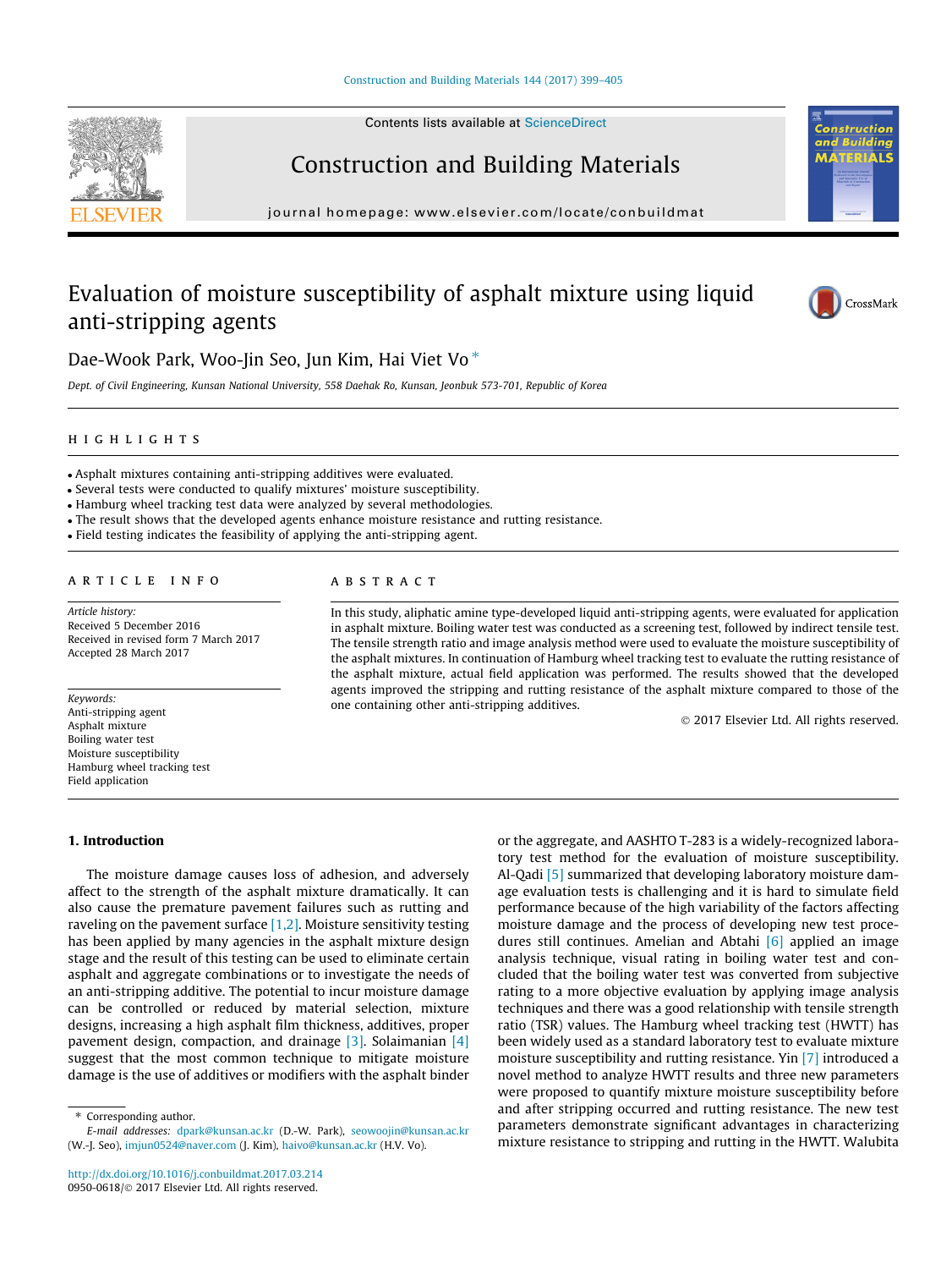# Evaluation of moisture susceptibility of asphalt mixture using liquid anti-stripping agents

Dae-Wook Park, Woo-Jin Seo, Jun Kim, Hai Viet Vo *

*Dept. of Civil Engineering, Kunsan National University, 558 Daehak Ro, Kunsan, Jeonbuk 573-701, Republic of Korea*

## HIGHLIGHTS

- Asphalt mixtures containing anti-stripping additives were evaluated.
- Several tests were conducted to qualify mixtures' moisture susceptibility.
- Hamburg wheel tracking test data were analyzed by several methodologies.
- The result shows that the developed agents enhance moisture resistance and rutting resistance.
- Field testing indicates the feasibility of applying the anti-stripping agent.

## ARTICLE INFO

*Article history:*
Received 5 December 2016
Received in revised form 7 March 2017
Accepted 28 March 2017

*Keywords:*
Anti-stripping agent
Asphalt mixture
Boiling water test
Moisture susceptibility
Hamburg wheel tracking test
Field application

## ABSTRACT

In this study, aliphatic amine type-developed liquid anti-stripping agents, were evaluated for application in asphalt mixture. Boiling water test was conducted as a screening test, followed by indirect tensile test. The tensile strength ratio and image analysis method were used to evaluate the moisture susceptibility of the asphalt mixtures. In continuation of Hamburg wheel tracking test to evaluate the rutting resistance of the asphalt mixture, actual field application was performed. The results showed that the developed agents improved the stripping and rutting resistance of the asphalt mixture compared to those of the one containing other anti-stripping additives.

© 2017 Elsevier Ltd. All rights reserved.

## 1. Introduction

The moisture damage causes loss of adhesion, and adversely affect to the strength of the asphalt mixture dramatically. It can also cause the premature pavement failures such as rutting and raveling on the pavement surface [1,2]. Moisture sensitivity testing has been applied by many agencies in the asphalt mixture design stage and the result of this testing can be used to eliminate certain asphalt and aggregate combinations or to investigate the needs of an anti-stripping additive. The potential to incur moisture damage can be controlled or reduced by material selection, mixture designs, increasing a high asphalt film thickness, additives, proper pavement design, compaction, and drainage [3]. Solaimanian [4] suggest that the most common technique to mitigate moisture damage is the use of additives or modifiers with the asphalt binder or the aggregate, and AASHTO T-283 is a widely-recognized laboratory test method for the evaluation of moisture susceptibility. Al-Qadi [5] summarized that developing laboratory moisture damage evaluation tests is challenging and it is hard to simulate field performance because of the high variability of the factors affecting moisture damage and the process of developing new test procedures still continues. Amelian and Abtahi [6] applied an image analysis technique, visual rating in boiling water test and concluded that the boiling water test was converted from subjective rating to a more objective evaluation by applying image analysis techniques and there was a good relationship with tensile strength ratio (TSR) values. The Hamburg wheel tracking test (HWTT) has been widely used as a standard laboratory test to evaluate mixture moisture susceptibility and rutting resistance. Yin [7] introduced a novel method to analyze HWTT results and three new parameters were proposed to quantify mixture moisture susceptibility before and after stripping occurred and rutting resistance. The new test parameters demonstrate significant advantages in characterizing mixture resistance to stripping and rutting in the HWTT. Walubita

* Corresponding author.
*E-mail addresses:* dpark@kunsan.ac.kr (D.-W. Park), seowoojin@kunsan.ac.kr (W.-J. Seo), imjun0524@naver.com (J. Kim), haivo@kunsan.ac.kr (H.V. Vo).

http://dx.doi.org/10.1016/j.conbuildmat.2017.03.214
0950-0618/© 2017 Elsevier Ltd. All rights reserved.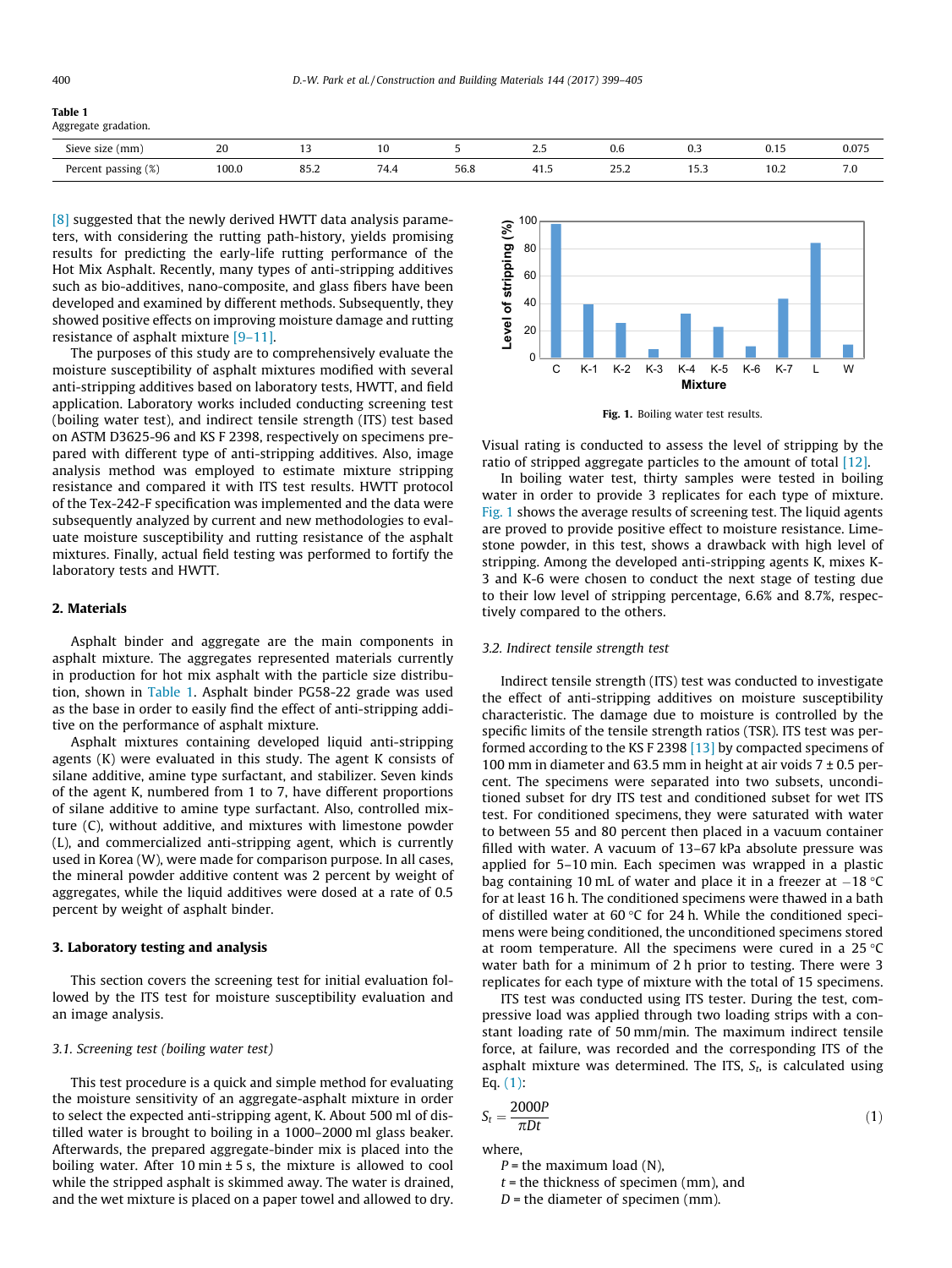Table 1
Aggregate gradation.

| Sieve size (mm) | 20 | 13 | 10 | 5 | 2.5 | 0.6 | 0.3 | 0.15 | 0.075 |
|---|---|---|---|---|---|---|---|---|---|
| Percent passing (%) | 100.0 | 85.2 | 74.4 | 56.8 | 41.5 | 25.2 | 15.3 | 10.2 | 7.0 |

[8] suggested that the newly derived HWTT data analysis parameters, with considering the rutting path-history, yields promising results for predicting the early-life rutting performance of the Hot Mix Asphalt. Recently, many types of anti-stripping additives such as bio-additives, nano-composite, and glass fibers have been developed and examined by different methods. Subsequently, they showed positive effects on improving moisture damage and rutting resistance of asphalt mixture [9–11].

The purposes of this study are to comprehensively evaluate the moisture susceptibility of asphalt mixtures modified with several anti-stripping additives based on laboratory tests, HWTT, and field application. Laboratory works included conducting screening test (boiling water test), and indirect tensile strength (ITS) test based on ASTM D3625-96 and KS F 2398, respectively on specimens prepared with different type of anti-stripping additives. Also, image analysis method was employed to estimate mixture stripping resistance and compared it with ITS test results. HWTT protocol of the Tex-242-F specification was implemented and the data were subsequently analyzed by current and new methodologies to evaluate moisture susceptibility and rutting resistance of the asphalt mixtures. Finally, actual field testing was performed to fortify the laboratory tests and HWTT.

## 2. Materials

Asphalt binder and aggregate are the main components in asphalt mixture. The aggregates represented materials currently in production for hot mix asphalt with the particle size distribution, shown in Table 1. Asphalt binder PG58-22 grade was used as the base in order to easily find the effect of anti-stripping additive on the performance of asphalt mixture.

Asphalt mixtures containing developed liquid anti-stripping agents (K) were evaluated in this study. The agent K consists of silane additive, amine type surfactant, and stabilizer. Seven kinds of the agent K, numbered from 1 to 7, have different proportions of silane additive to amine type surfactant. Also, controlled mixture (C), without additive, and mixtures with limestone powder (L), and commercialized anti-stripping agent, which is currently used in Korea (W), were made for comparison purpose. In all cases, the mineral powder additive content was 2 percent by weight of aggregates, while the liquid additives were dosed at a rate of 0.5 percent by weight of asphalt binder.

## 3. Laboratory testing and analysis

This section covers the screening test for initial evaluation followed by the ITS test for moisture susceptibility evaluation and an image analysis.

### 3.1. Screening test (boiling water test)

This test procedure is a quick and simple method for evaluating the moisture sensitivity of an aggregate-asphalt mixture in order to select the expected anti-stripping agent, K. About 500 ml of distilled water is brought to boiling in a 1000–2000 ml glass beaker. Afterwards, the prepared aggregate-binder mix is placed into the boiling water. After 10 min ± 5 s, the mixture is allowed to cool while the stripped asphalt is skimmed away. The water is drained, and the wet mixture is placed on a paper towel and allowed to dry.

Fig. 1. Boiling water test results.

Visual rating is conducted to assess the level of stripping by the ratio of stripped aggregate particles to the amount of total [12].

In boiling water test, thirty samples were tested in boiling water in order to provide 3 replicates for each type of mixture. Fig. 1 shows the average results of screening test. The liquid agents are proved to provide positive effect to moisture resistance. Limestone powder, in this test, shows a drawback with high level of stripping. Among the developed anti-stripping agents K, mixes K-3 and K-6 were chosen to conduct the next stage of testing due to their low level of stripping percentage, 6.6% and 8.7%, respectively compared to the others.

### 3.2. Indirect tensile strength test

Indirect tensile strength (ITS) test was conducted to investigate the effect of anti-stripping additives on moisture susceptibility characteristic. The damage due to moisture is controlled by the specific limits of the tensile strength ratios (TSR). ITS test was performed according to the KS F 2398 [13] by compacted specimens of 100 mm in diameter and 63.5 mm in height at air voids 7 ± 0.5 percent. The specimens were separated into two subsets, unconditioned subset for dry ITS test and conditioned subset for wet ITS test. For conditioned specimens, they were saturated with water to between 55 and 80 percent then placed in a vacuum container filled with water. A vacuum of 13–67 kPa absolute pressure was applied for 5–10 min. Each specimen was wrapped in a plastic bag containing 10 mL of water and place it in a freezer at −18 °C for at least 16 h. The conditioned specimens were thawed in a bath of distilled water at 60 °C for 24 h. While the conditioned specimens were being conditioned, the unconditioned specimens stored at room temperature. All the specimens were cured in a 25 °C water bath for a minimum of 2 h prior to testing. There were 3 replicates for each type of mixture with the total of 15 specimens.

ITS test was conducted using ITS tester. During the test, compressive load was applied through two loading strips with a constant loading rate of 50 mm/min. The maximum indirect tensile force, at failure, was recorded and the corresponding ITS of the asphalt mixture was determined. The ITS, $S_t$, is calculated using Eq. (1):

$$S_t = \frac{2000P}{\pi D t} \tag{1}$$

where,

$P$ = the maximum load (N),
$t$ = the thickness of specimen (mm), and
$D$ = the diameter of specimen (mm).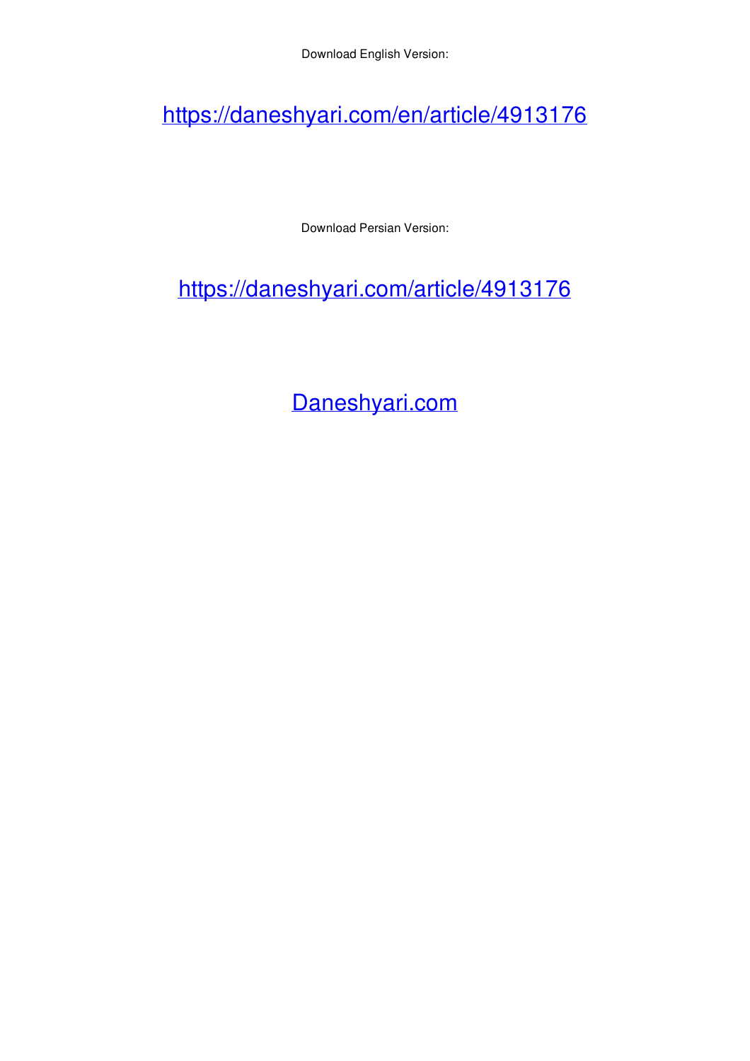Download English Version:

https://daneshyari.com/en/article/4913176

Download Persian Version:

https://daneshyari.com/article/4913176

Daneshyari.com